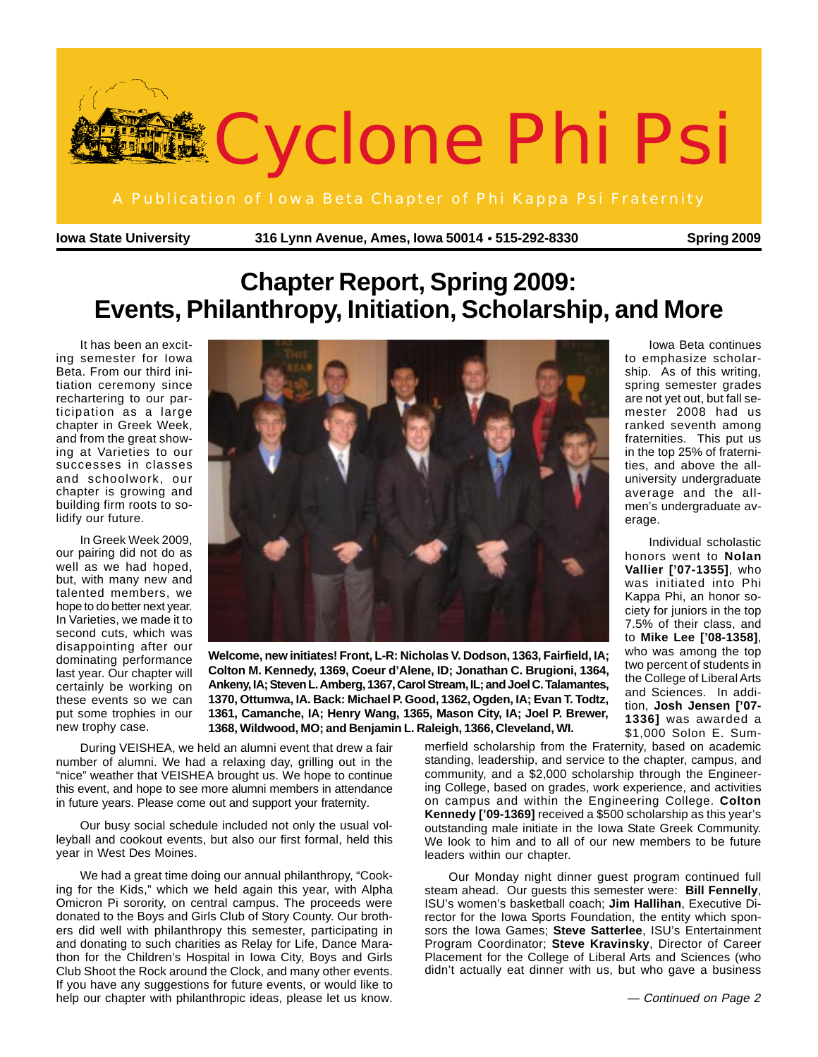# Cyclone Phi Psi

A Publication of Iowa Beta Chapter of Phi Kappa Psi Fraternity

**Iowa State University** | **316 Lynn Avenue, Ames, Iowa 50014 • 515-292-8330** | **Spring 2009**

## Chapter Report, Spring 2009: Events, Philanthropy, Initiation, Scholarship, and More

It has been an exciting semester for Iowa Beta. From our third initiation ceremony since rechartering to our participation as a large chapter in Greek Week, and from the great showing at Varieties to our successes in classes and schoolwork, our chapter is growing and building firm roots to solidify our future.

In Greek Week 2009, our pairing did not do as well as we had hoped, but, with many new and talented members, we hope to do better next year. In Varieties, we made it to second cuts, which was disappointing after our dominating performance last year. Our chapter will certainly be working on these events so we can put some trophies in our new trophy case.

**Welcome, new initiates! Front, L-R: Nicholas V. Dodson, 1363, Fairfield, IA; Colton M. Kennedy, 1369, Coeur d'Alene, ID; Jonathan C. Brugioni, 1364, Ankeny, IA; Steven L. Amberg, 1367, Carol Stream, IL; and Joel C. Talamantes, 1370, Ottumwa, IA. Back: Michael P. Good, 1362, Ogden, IA; Evan T. Todtz, 1361, Camanche, IA; Henry Wang, 1365, Mason City, IA; Joel P. Brewer, 1368, Wildwood, MO; and Benjamin L. Raleigh, 1366, Cleveland, WI.**

During VEISHEA, we held an alumni event that drew a fair number of alumni. We had a relaxing day, grilling out in the "nice" weather that VEISHEA brought us. We hope to continue this event, and hope to see more alumni members in attendance in future years. Please come out and support your fraternity.

Our busy social schedule included not only the usual volleyball and cookout events, but also our first formal, held this year in West Des Moines.

We had a great time doing our annual philanthropy, "Cooking for the Kids," which we held again this year, with Alpha Omicron Pi sorority, on central campus. The proceeds were donated to the Boys and Girls Club of Story County. Our brothers did well with philanthropy this semester, participating in and donating to such charities as Relay for Life, Dance Marathon for the Children's Hospital in Iowa City, Boys and Girls Club Shoot the Rock around the Clock, and many other events. If you have any suggestions for future events, or would like to help our chapter with philanthropic ideas, please let us know.

Iowa Beta continues to emphasize scholarship. As of this writing, spring semester grades are not yet out, but fall semester 2008 had us ranked seventh among fraternities. This put us in the top 25% of fraternities, and above the all-university undergraduate average and the all-men's undergraduate average.

Individual scholastic honors went to **Nolan Vallier ['07-1355]**, who was initiated into Phi Kappa Phi, an honor society for juniors in the top 7.5% of their class, and to **Mike Lee ['08-1358]**, who was among the top two percent of students in the College of Liberal Arts and Sciences. In addition, **Josh Jensen ['07-1336]** was awarded a $1,000 Solon E. Summerfield scholarship from the Fraternity, based on academic standing, leadership, and service to the chapter, campus, and community, and a $2,000 scholarship through the Engineering College, based on grades, work experience, and activities on campus and within the Engineering College. **Colton Kennedy ['09-1369]** received a $500 scholarship as this year's outstanding male initiate in the Iowa State Greek Community. We look to him and to all of our new members to be future leaders within our chapter.

Our Monday night dinner guest program continued full steam ahead. Our guests this semester were: **Bill Fennelly**, ISU's women's basketball coach; **Jim Hallihan**, Executive Director for the Iowa Sports Foundation, the entity which sponsors the Iowa Games; **Steve Satterlee**, ISU's Entertainment Program Coordinator; **Steve Kravinsky**, Director of Career Placement for the College of Liberal Arts and Sciences (who didn't actually eat dinner with us, but who gave a business

*— Continued on Page 2*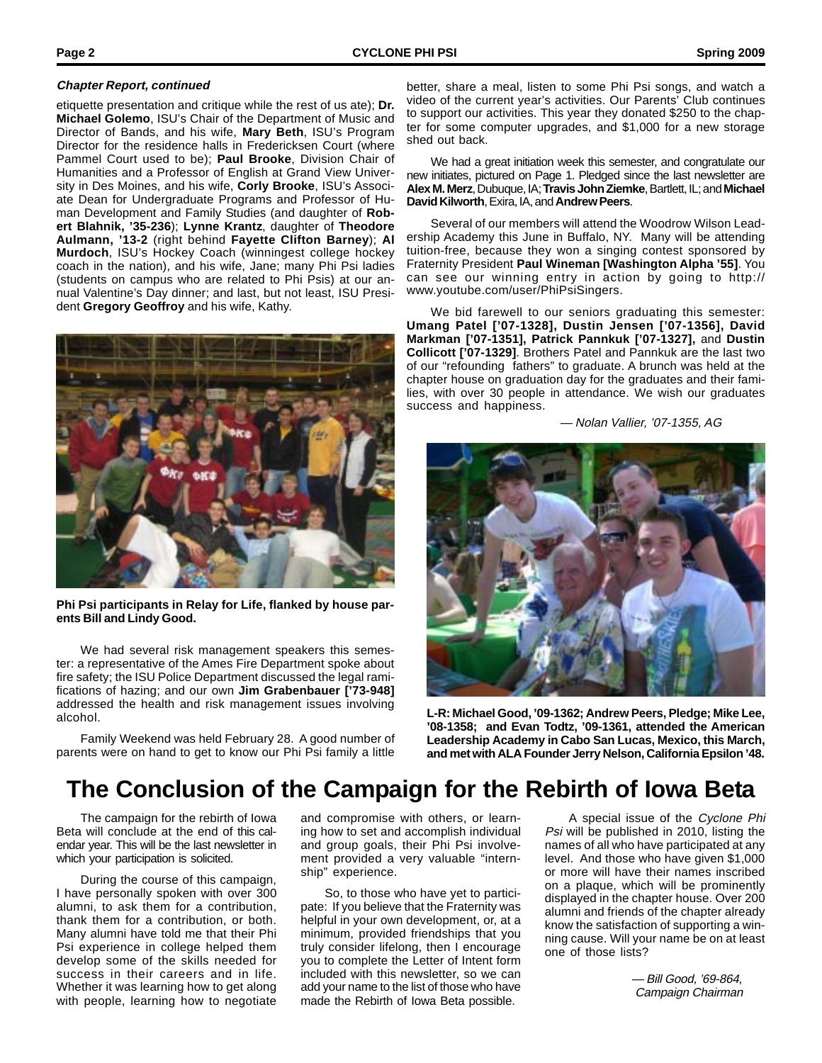***Chapter Report, continued***

etiquette presentation and critique while the rest of us ate); **Dr. Michael Golemo**, ISU's Chair of the Department of Music and Director of Bands, and his wife, **Mary Beth**, ISU's Program Director for the residence halls in Fredericksen Court (where Pammel Court used to be); **Paul Brooke**, Division Chair of Humanities and a Professor of English at Grand View University in Des Moines, and his wife, **Corly Brooke**, ISU's Associate Dean for Undergraduate Programs and Professor of Human Development and Family Studies (and daughter of **Robert Blahnik, '35-236**); **Lynne Krantz**, daughter of **Theodore Aulmann, '13-2** (right behind **Fayette Clifton Barney**); **Al Murdoch**, ISU's Hockey Coach (winningest college hockey coach in the nation), and his wife, Jane; many Phi Psi ladies (students on campus who are related to Phi Psis) at our annual Valentine's Day dinner; and last, but not least, ISU President **Gregory Geoffroy** and his wife, Kathy.

**Phi Psi participants in Relay for Life, flanked by house parents Bill and Lindy Good.**

We had several risk management speakers this semester: a representative of the Ames Fire Department spoke about fire safety; the ISU Police Department discussed the legal ramifications of hazing; and our own **Jim Grabenbauer ['73-948]** addressed the health and risk management issues involving alcohol.

Family Weekend was held February 28. A good number of parents were on hand to get to know our Phi Psi family a little better, share a meal, listen to some Phi Psi songs, and watch a video of the current year's activities. Our Parents' Club continues to support our activities. This year they donated $250 to the chapter for some computer upgrades, and $1,000 for a new storage shed out back.

We had a great initiation week this semester, and congratulate our new initiates, pictured on Page 1. Pledged since the last newsletter are **Alex M. Merz**, Dubuque, IA; **Travis John Ziemke**, Bartlett, IL; and **Michael David Kilworth**, Exira, IA, and **Andrew Peers**.

Several of our members will attend the Woodrow Wilson Leadership Academy this June in Buffalo, NY. Many will be attending tuition-free, because they won a singing contest sponsored by Fraternity President **Paul Wineman [Washington Alpha '55]**. You can see our winning entry in action by going to http://www.youtube.com/user/PhiPsiSingers.

We bid farewell to our seniors graduating this semester: **Umang Patel ['07-1328], Dustin Jensen ['07-1356], David Markman ['07-1351], Patrick Pannkuk ['07-1327],** and **Dustin Collicott ['07-1329]**. Brothers Patel and Pannkuk are the last two of our "refounding fathers" to graduate. A brunch was held at the chapter house on graduation day for the graduates and their families, with over 30 people in attendance. We wish our graduates success and happiness.

*— Nolan Vallier, '07-1355, AG*

**L-R: Michael Good, '09-1362; Andrew Peers, Pledge; Mike Lee, '08-1358; and Evan Todtz, '09-1361, attended the American Leadership Academy in Cabo San Lucas, Mexico, this March, and met with ALA Founder Jerry Nelson, California Epsilon '48.**

# The Conclusion of the Campaign for the Rebirth of Iowa Beta

The campaign for the rebirth of Iowa Beta will conclude at the end of this calendar year. This will be the last newsletter in which your participation is solicited.

During the course of this campaign, I have personally spoken with over 300 alumni, to ask them for a contribution, thank them for a contribution, or both. Many alumni have told me that their Phi Psi experience in college helped them develop some of the skills needed for success in their careers and in life. Whether it was learning how to get along with people, learning how to negotiate and compromise with others, or learning how to set and accomplish individual and group goals, their Phi Psi involvement provided a very valuable "internship" experience.

So, to those who have yet to participate: If you believe that the Fraternity was helpful in your own development, or, at a minimum, provided friendships that you truly consider lifelong, then I encourage you to complete the Letter of Intent form included with this newsletter, so we can add your name to the list of those who have made the Rebirth of Iowa Beta possible.

A special issue of the *Cyclone Phi Psi* will be published in 2010, listing the names of all who have participated at any level. And those who have given $1,000 or more will have their names inscribed on a plaque, which will be prominently displayed in the chapter house. Over 200 alumni and friends of the chapter already know the satisfaction of supporting a winning cause. Will your name be on at least one of those lists?

*— Bill Good, '69-864,*
*Campaign Chairman*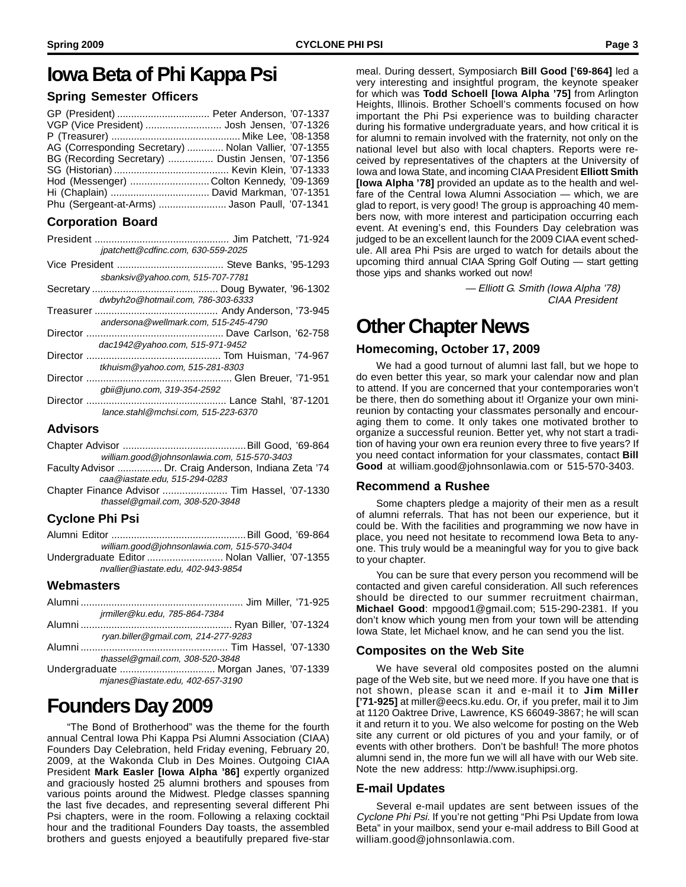# Iowa Beta of Phi Kappa Psi

### Spring Semester Officers

GP (President) ................................. Peter Anderson, '07-1337
VGP (Vice President) ........................... Josh Jensen, '07-1326
P (Treasurer) ............................................. Mike Lee, '08-1358
AG (Corresponding Secretary) ............. Nolan Vallier, '07-1355
BG (Recording Secretary) ................ Dustin Jensen, '07-1356
SG (Historian) ......................................... Kevin Klein, '07-1333
Hod (Messenger) ............................ Colton Kennedy, '09-1369
Hi (Chaplain) ................................... David Markman, '07-1351
Phu (Sergeant-at-Arms) ........................ Jason Paull, '07-1341

### Corporation Board

President ................................................ Jim Patchett, '71-924
*jpatchett@cdfinc.com, 630-559-2025*

Vice President ...................................... Steve Banks, '95-1293
*sbanksiv@yahoo.com, 515-707-7781*

Secretary ............................................ Doug Bywater, '96-1302
*dwbyh2o@hotmail.com, 786-303-6333*

Treasurer ........................................... Andy Anderson, '73-945
*andersona@wellmark.com, 515-245-4790*

Director ................................................. Dave Carlson, '62-758
*dac1942@yahoo.com, 515-971-9452*

Director ................................................ Tom Huisman, '74-967
*tkhuism@yahoo.com, 515-281-8303*

Director .................................................... Glen Breuer, '71-951
*gbii@juno.com, 319-354-2592*

Director .................................................. Lance Stahl, '87-1201
*lance.stahl@mchsi.com, 515-223-6370*

### Advisors

Chapter Advisor ............................................ Bill Good, '69-864
*william.good@johnsonlawia.com, 515-570-3403*

Faculty Advisor ................ Dr. Craig Anderson, Indiana Zeta '74
*caa@iastate.edu, 515-294-0283*

Chapter Finance Advisor ....................... Tim Hassel, '07-1330
*thassel@gmail.com, 308-520-3848*

### Cyclone Phi Psi

Alumni Editor ................................................ Bill Good, '69-864
*william.good@johnsonlawia.com, 515-570-3404*

Undergraduate Editor ........................... Nolan Vallier, '07-1355
*nvallier@iastate.edu, 402-943-9854*

### Webmasters

Alumni .......................................................... Jim Miller, '71-925
*jrmiller@ku.edu, 785-864-7384*

Alumni ...................................................... Ryan Biller, '07-1324
*ryan.biller@gmail.com, 214-277-9283*

Alumni .................................................... Tim Hassel, '07-1330
*thassel@gmail.com, 308-520-3848*

Undergraduate .................................. Morgan Janes, '07-1339
*mjanes@iastate.edu, 402-657-3190*

# Founders Day 2009

"The Bond of Brotherhood" was the theme for the fourth annual Central Iowa Phi Kappa Psi Alumni Association (CIAA) Founders Day Celebration, held Friday evening, February 20, 2009, at the Wakonda Club in Des Moines. Outgoing CIAA President **Mark Easler [Iowa Alpha '86]** expertly organized and graciously hosted 25 alumni brothers and spouses from various points around the Midwest. Pledge classes spanning the last five decades, and representing several different Phi Psi chapters, were in the room. Following a relaxing cocktail hour and the traditional Founders Day toasts, the assembled brothers and guests enjoyed a beautifully prepared five-star meal. During dessert, Symposiarch **Bill Good ['69-864]** led a very interesting and insightful program, the keynote speaker for which was **Todd Schoell [Iowa Alpha '75]** from Arlington Heights, Illinois. Brother Schoell's comments focused on how important the Phi Psi experience was to building character during his formative undergraduate years, and how critical it is for alumni to remain involved with the fraternity, not only on the national level but also with local chapters. Reports were received by representatives of the chapters at the University of Iowa and Iowa State, and incoming CIAA President **Elliott Smith [Iowa Alpha '78]** provided an update as to the health and welfare of the Central Iowa Alumni Association — which, we are glad to report, is very good! The group is approaching 40 members now, with more interest and participation occurring each event. At evening's end, this Founders Day celebration was judged to be an excellent launch for the 2009 CIAA event schedule. All area Phi Psis are urged to watch for details about the upcoming third annual CIAA Spring Golf Outing — start getting those yips and shanks worked out now!

*— Elliott G. Smith (Iowa Alpha '78)*
*CIAA President*

# Other Chapter News

### Homecoming, October 17, 2009

We had a good turnout of alumni last fall, but we hope to do even better this year, so mark your calendar now and plan to attend. If you are concerned that your contemporaries won't be there, then do something about it! Organize your own mini-reunion by contacting your classmates personally and encouraging them to come. It only takes one motivated brother to organize a successful reunion. Better yet, why not start a tradition of having your own era reunion every three to five years? If you need contact information for your classmates, contact **Bill Good** at william.good@johnsonlawia.com or 515-570-3403.

### Recommend a Rushee

Some chapters pledge a majority of their men as a result of alumni referrals. That has not been our experience, but it could be. With the facilities and programming we now have in place, you need not hesitate to recommend Iowa Beta to anyone. This truly would be a meaningful way for you to give back to your chapter.

You can be sure that every person you recommend will be contacted and given careful consideration. All such references should be directed to our summer recruitment chairman, **Michael Good**: mpgood1@gmail.com; 515-290-2381. If you don't know which young men from your town will be attending Iowa State, let Michael know, and he can send you the list.

### Composites on the Web Site

We have several old composites posted on the alumni page of the Web site, but we need more. If you have one that is not shown, please scan it and e-mail it to **Jim Miller ['71-925]** at miller@eecs.ku.edu. Or, if you prefer, mail it to Jim at 1120 Oaktree Drive, Lawrence, KS 66049-3867; he will scan it and return it to you. We also welcome for posting on the Web site any current or old pictures of you and your family, or of events with other brothers. Don't be bashful! The more photos alumni send in, the more fun we will all have with our Web site. Note the new address: http://www.isuphipsi.org.

### E-mail Updates

Several e-mail updates are sent between issues of the *Cyclone Phi Psi*. If you're not getting "Phi Psi Update from Iowa Beta" in your mailbox, send your e-mail address to Bill Good at william.good@johnsonlawia.com.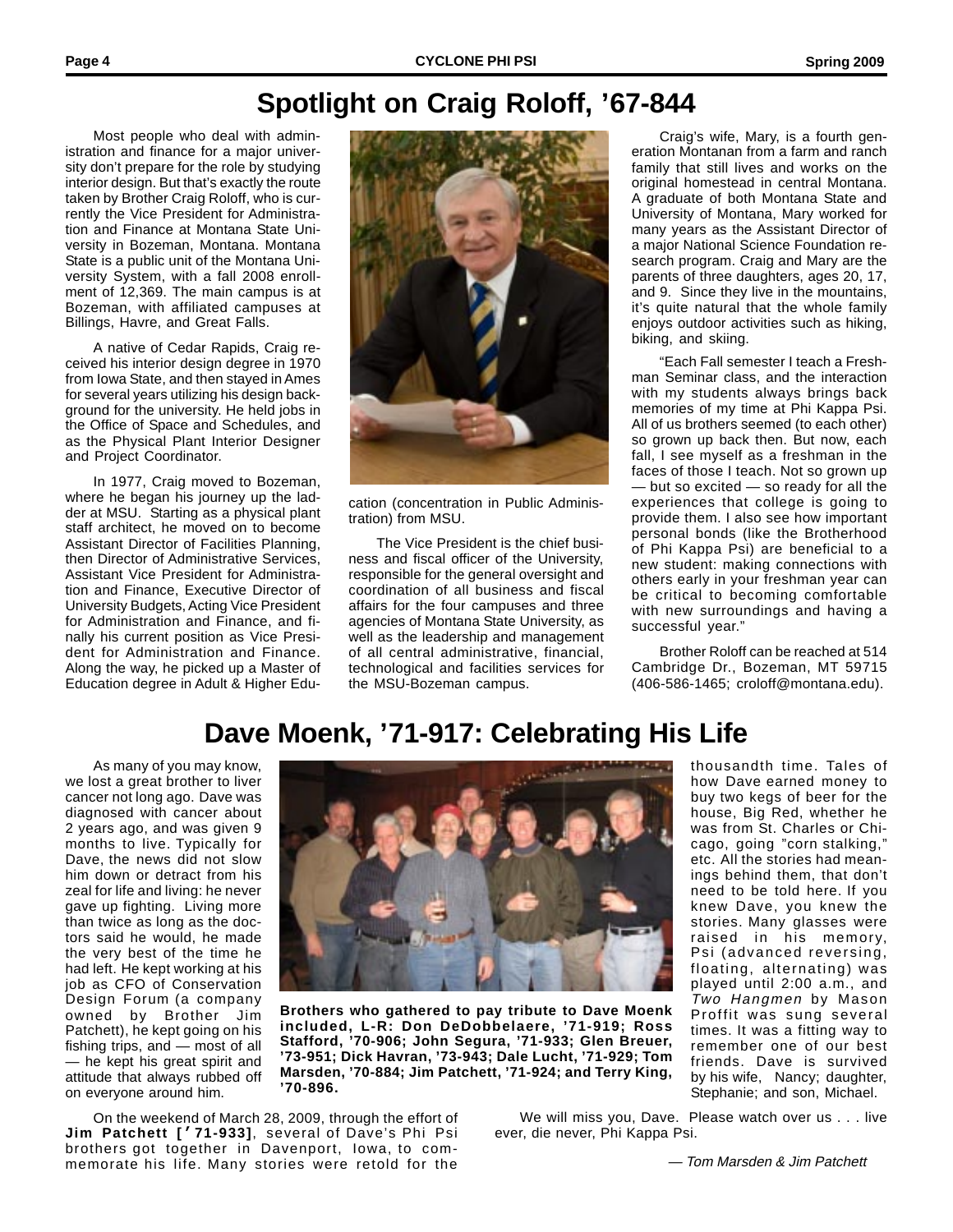# Spotlight on Craig Roloff, '67-844

Most people who deal with administration and finance for a major university don't prepare for the role by studying interior design. But that's exactly the route taken by Brother Craig Roloff, who is currently the Vice President for Administration and Finance at Montana State University in Bozeman, Montana. Montana State is a public unit of the Montana University System, with a fall 2008 enrollment of 12,369. The main campus is at Bozeman, with affiliated campuses at Billings, Havre, and Great Falls.

A native of Cedar Rapids, Craig received his interior design degree in 1970 from Iowa State, and then stayed in Ames for several years utilizing his design background for the university. He held jobs in the Office of Space and Schedules, and as the Physical Plant Interior Designer and Project Coordinator.

In 1977, Craig moved to Bozeman, where he began his journey up the ladder at MSU. Starting as a physical plant staff architect, he moved on to become Assistant Director of Facilities Planning, then Director of Administrative Services, Assistant Vice President for Administration and Finance, Executive Director of University Budgets, Acting Vice President for Administration and Finance, and finally his current position as Vice President for Administration and Finance. Along the way, he picked up a Master of Education degree in Adult & Higher Education (concentration in Public Administration) from MSU.

The Vice President is the chief business and fiscal officer of the University, responsible for the general oversight and coordination of all business and fiscal affairs for the four campuses and three agencies of Montana State University, as well as the leadership and management of all central administrative, financial, technological and facilities services for the MSU-Bozeman campus.

Craig's wife, Mary, is a fourth generation Montanan from a farm and ranch family that still lives and works on the original homestead in central Montana. A graduate of both Montana State and University of Montana, Mary worked for many years as the Assistant Director of a major National Science Foundation research program. Craig and Mary are the parents of three daughters, ages 20, 17, and 9. Since they live in the mountains, it's quite natural that the whole family enjoys outdoor activities such as hiking, biking, and skiing.

"Each Fall semester I teach a Freshman Seminar class, and the interaction with my students always brings back memories of my time at Phi Kappa Psi. All of us brothers seemed (to each other) so grown up back then. But now, each fall, I see myself as a freshman in the faces of those I teach. Not so grown up — but so excited — so ready for all the experiences that college is going to provide them. I also see how important personal bonds (like the Brotherhood of Phi Kappa Psi) are beneficial to a new student: making connections with others early in your freshman year can be critical to becoming comfortable with new surroundings and having a successful year."

Brother Roloff can be reached at 514 Cambridge Dr., Bozeman, MT 59715 (406-586-1465; croloff@montana.edu).

# Dave Moenk, '71-917: Celebrating His Life

As many of you may know, we lost a great brother to liver cancer not long ago. Dave was diagnosed with cancer about 2 years ago, and was given 9 months to live. Typically for Dave, the news did not slow him down or detract from his zeal for life and living: he never gave up fighting. Living more than twice as long as the doctors said he would, he made the very best of the time he had left. He kept working at his job as CFO of Conservation Design Forum (a company owned by Brother Jim Patchett), he kept going on his fishing trips, and — most of all — he kept his great spirit and attitude that always rubbed off on everyone around him.

On the weekend of March 28, 2009, through the effort of **Jim Patchett ['71-933]**, several of Dave's Phi Psi brothers got together in Davenport, Iowa, to commemorate his life. Many stories were retold for the thousandth time. Tales of how Dave earned money to buy two kegs of beer for the house, Big Red, whether he was from St. Charles or Chicago, going "corn stalking," etc. All the stories had meanings behind them, that don't need to be told here. If you knew Dave, you knew the stories. Many glasses were raised in his memory, Psi (advanced reversing, floating, alternating) was played until 2:00 a.m., and *Two Hangmen* by Mason Proffit was sung several times. It was a fitting way to remember one of our best friends. Dave is survived by his wife, Nancy; daughter, Stephanie; and son, Michael.

**Brothers who gathered to pay tribute to Dave Moenk included, L-R: Don DeDobbelaere, '71-919; Ross Stafford, '70-906; John Segura, '71-933; Glen Breuer, '73-951; Dick Havran, '73-943; Dale Lucht, '71-929; Tom Marsden, '70-884; Jim Patchett, '71-924; and Terry King, '70-896.**

We will miss you, Dave. Please watch over us . . . live ever, die never, Phi Kappa Psi.

*— Tom Marsden & Jim Patchett*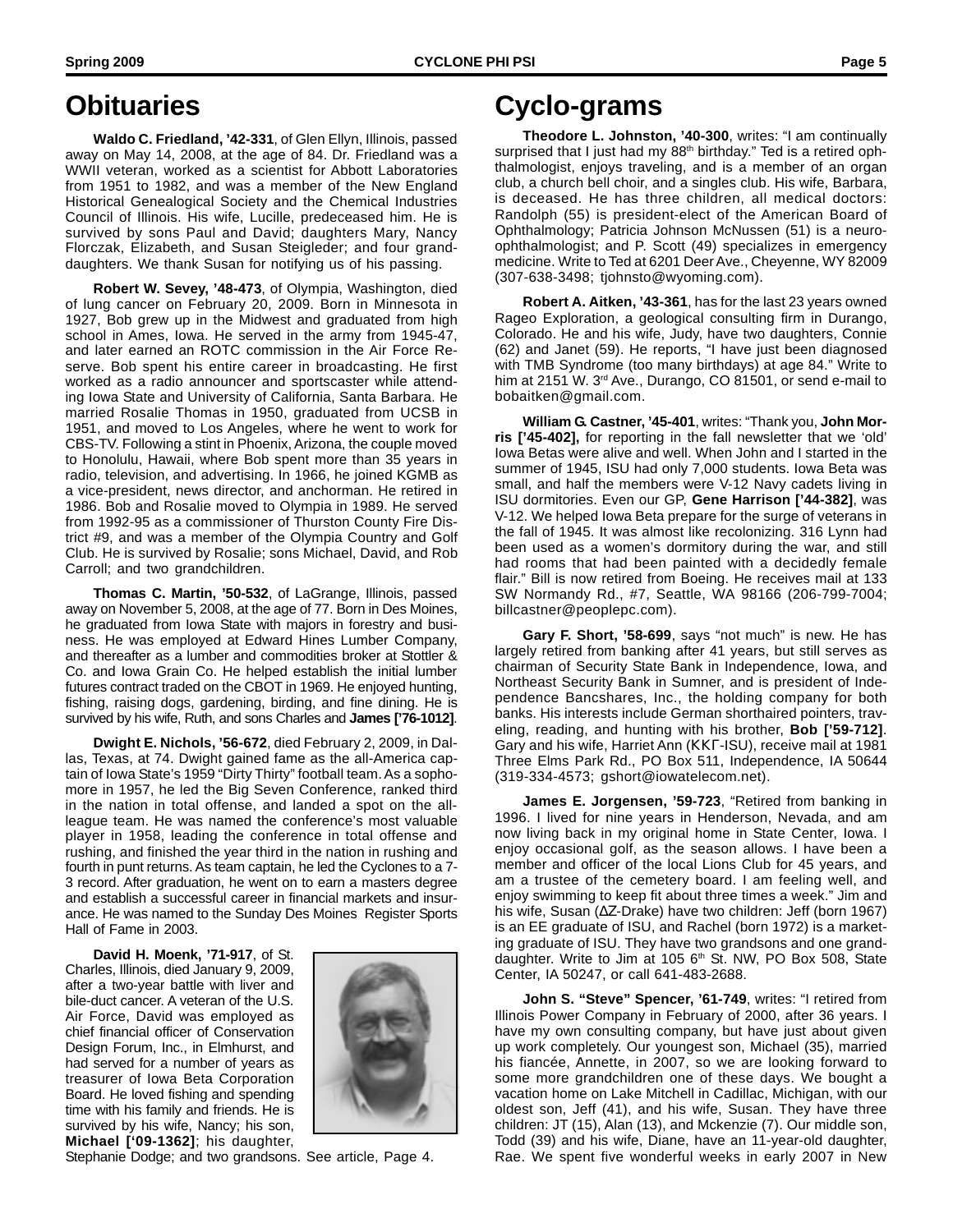# Obituaries

**Waldo C. Friedland, '42-331**, of Glen Ellyn, Illinois, passed away on May 14, 2008, at the age of 84. Dr. Friedland was a WWII veteran, worked as a scientist for Abbott Laboratories from 1951 to 1982, and was a member of the New England Historical Genealogical Society and the Chemical Industries Council of Illinois. His wife, Lucille, predeceased him. He is survived by sons Paul and David; daughters Mary, Nancy Florczak, Elizabeth, and Susan Steigleder; and four granddaughters. We thank Susan for notifying us of his passing.

**Robert W. Sevey, '48-473**, of Olympia, Washington, died of lung cancer on February 20, 2009. Born in Minnesota in 1927, Bob grew up in the Midwest and graduated from high school in Ames, Iowa. He served in the army from 1945-47, and later earned an ROTC commission in the Air Force Reserve. Bob spent his entire career in broadcasting. He first worked as a radio announcer and sportscaster while attending Iowa State and University of California, Santa Barbara. He married Rosalie Thomas in 1950, graduated from UCSB in 1951, and moved to Los Angeles, where he went to work for CBS-TV. Following a stint in Phoenix, Arizona, the couple moved to Honolulu, Hawaii, where Bob spent more than 35 years in radio, television, and advertising. In 1966, he joined KGMB as a vice-president, news director, and anchorman. He retired in 1986. Bob and Rosalie moved to Olympia in 1989. He served from 1992-95 as a commissioner of Thurston County Fire District #9, and was a member of the Olympia Country and Golf Club. He is survived by Rosalie; sons Michael, David, and Rob Carroll; and two grandchildren.

**Thomas C. Martin, '50-532**, of LaGrange, Illinois, passed away on November 5, 2008, at the age of 77. Born in Des Moines, he graduated from Iowa State with majors in forestry and business. He was employed at Edward Hines Lumber Company, and thereafter as a lumber and commodities broker at Stottler & Co. and Iowa Grain Co. He helped establish the initial lumber futures contract traded on the CBOT in 1969. He enjoyed hunting, fishing, raising dogs, gardening, birding, and fine dining. He is survived by his wife, Ruth, and sons Charles and **James ['76-1012]**.

**Dwight E. Nichols, '56-672**, died February 2, 2009, in Dallas, Texas, at 74. Dwight gained fame as the all-America captain of Iowa State's 1959 "Dirty Thirty" football team. As a sophomore in 1957, he led the Big Seven Conference, ranked third in the nation in total offense, and landed a spot on the all-league team. He was named the conference's most valuable player in 1958, leading the conference in total offense and rushing, and finished the year third in the nation in rushing and fourth in punt returns. As team captain, he led the Cyclones to a 7-3 record. After graduation, he went on to earn a masters degree and establish a successful career in financial markets and insurance. He was named to the Sunday Des Moines Register Sports Hall of Fame in 2003.

**David H. Moenk, '71-917**, of St. Charles, Illinois, died January 9, 2009, after a two-year battle with liver and bile-duct cancer. A veteran of the U.S. Air Force, David was employed as chief financial officer of Conservation Design Forum, Inc., in Elmhurst, and had served for a number of years as treasurer of Iowa Beta Corporation Board. He loved fishing and spending time with his family and friends. He is survived by his wife, Nancy; his son, **Michael ['09-1362]**; his daughter, Stephanie Dodge; and two grandsons. See article, Page 4.

# Cyclo-grams

**Theodore L. Johnston, '40-300**, writes: "I am continually surprised that I just had my 88th birthday." Ted is a retired ophthalmologist, enjoys traveling, and is a member of an organ club, a church bell choir, and a singles club. His wife, Barbara, is deceased. He has three children, all medical doctors: Randolph (55) is president-elect of the American Board of Ophthalmology; Patricia Johnson McNussen (51) is a neuro-ophthalmologist; and P. Scott (49) specializes in emergency medicine. Write to Ted at 6201 Deer Ave., Cheyenne, WY 82009 (307-638-3498; tjohnsto@wyoming.com).

**Robert A. Aitken, '43-361**, has for the last 23 years owned Rageo Exploration, a geological consulting firm in Durango, Colorado. He and his wife, Judy, have two daughters, Connie (62) and Janet (59). He reports, "I have just been diagnosed with TMB Syndrome (too many birthdays) at age 84." Write to him at 2151 W. 3rd Ave., Durango, CO 81501, or send e-mail to bobaitken@gmail.com.

**William G. Castner, '45-401**, writes: "Thank you, **John Morris ['45-402],** for reporting in the fall newsletter that we 'old' Iowa Betas were alive and well. When John and I started in the summer of 1945, ISU had only 7,000 students. Iowa Beta was small, and half the members were V-12 Navy cadets living in ISU dormitories. Even our GP, **Gene Harrison ['44-382]**, was V-12. We helped Iowa Beta prepare for the surge of veterans in the fall of 1945. It was almost like recolonizing. 316 Lynn had been used as a women's dormitory during the war, and still had rooms that had been painted with a decidedly female flair." Bill is now retired from Boeing. He receives mail at 133 SW Normandy Rd., #7, Seattle, WA 98166 (206-799-7004; billcastner@peoplepc.com).

**Gary F. Short, '58-699**, says "not much" is new. He has largely retired from banking after 41 years, but still serves as chairman of Security State Bank in Independence, Iowa, and Northeast Security Bank in Sumner, and is president of Independence Bancshares, Inc., the holding company for both banks. His interests include German shorthaired pointers, traveling, reading, and hunting with his brother, **Bob ['59-712]**. Gary and his wife, Harriet Ann (ΚΚΓ-ISU), receive mail at 1981 Three Elms Park Rd., PO Box 511, Independence, IA 50644 (319-334-4573; gshort@iowatelecom.net).

**James E. Jorgensen, '59-723**, "Retired from banking in 1996. I lived for nine years in Henderson, Nevada, and am now living back in my original home in State Center, Iowa. I enjoy occasional golf, as the season allows. I have been a member and officer of the local Lions Club for 45 years, and am a trustee of the cemetery board. I am feeling well, and enjoy swimming to keep fit about three times a week." Jim and his wife, Susan (ΔZ-Drake) have two children: Jeff (born 1967) is an EE graduate of ISU, and Rachel (born 1972) is a marketing graduate of ISU. They have two grandsons and one granddaughter. Write to Jim at 105 6th St. NW, PO Box 508, State Center, IA 50247, or call 641-483-2688.

**John S. "Steve" Spencer, '61-749**, writes: "I retired from Illinois Power Company in February of 2000, after 36 years. I have my own consulting company, but have just about given up work completely. Our youngest son, Michael (35), married his fiancée, Annette, in 2007, so we are looking forward to some more grandchildren one of these days. We bought a vacation home on Lake Mitchell in Cadillac, Michigan, with our oldest son, Jeff (41), and his wife, Susan. They have three children: JT (15), Alan (13), and Mckenzie (7). Our middle son, Todd (39) and his wife, Diane, have an 11-year-old daughter, Rae. We spent five wonderful weeks in early 2007 in New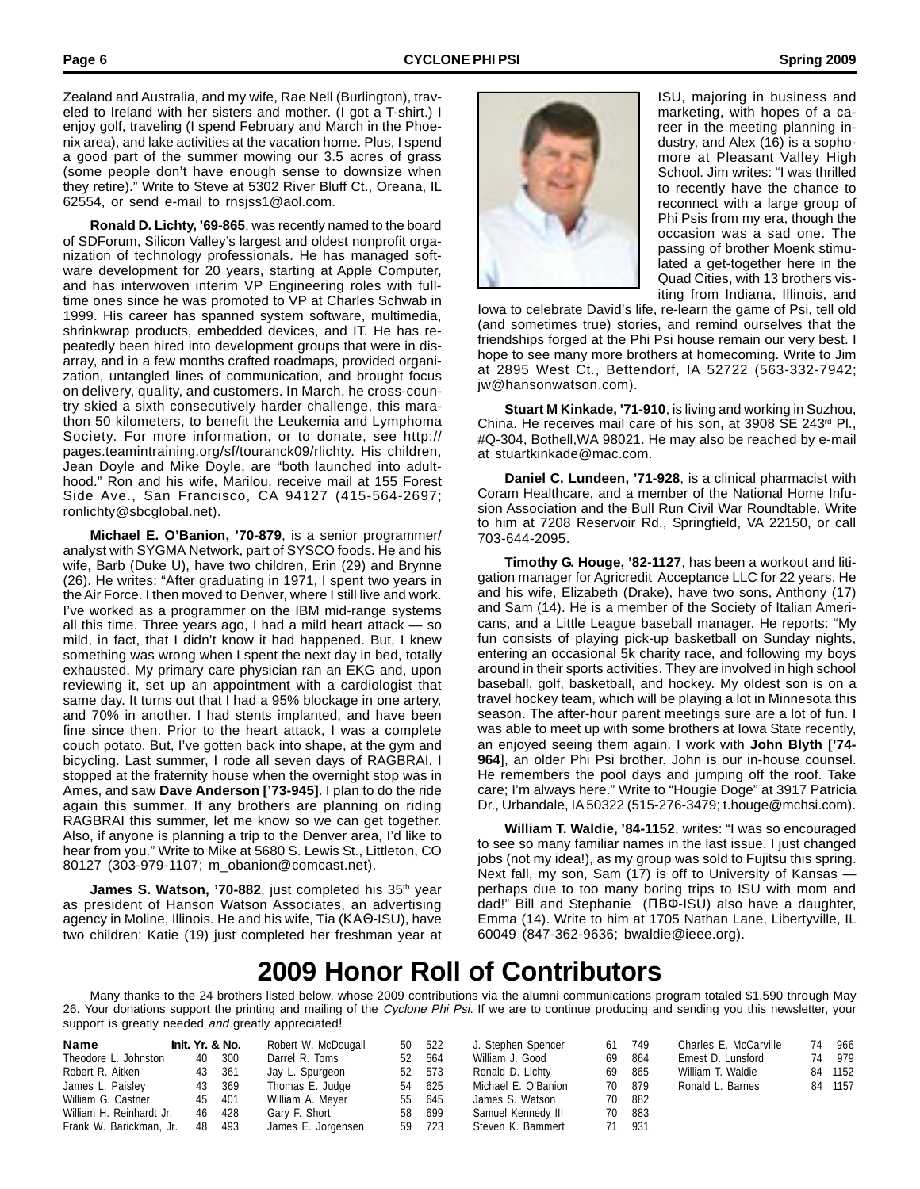Zealand and Australia, and my wife, Rae Nell (Burlington), traveled to Ireland with her sisters and mother. (I got a T-shirt.) I enjoy golf, traveling (I spend February and March in the Phoenix area), and lake activities at the vacation home. Plus, I spend a good part of the summer mowing our 3.5 acres of grass (some people don't have enough sense to downsize when they retire)." Write to Steve at 5302 River Bluff Ct., Oreana, IL 62554, or send e-mail to rnsjss1@aol.com.

**Ronald D. Lichty, '69-865**, was recently named to the board of SDForum, Silicon Valley's largest and oldest nonprofit organization of technology professionals. He has managed software development for 20 years, starting at Apple Computer, and has interwoven interim VP Engineering roles with full-time ones since he was promoted to VP at Charles Schwab in 1999. His career has spanned system software, multimedia, shrinkwrap products, embedded devices, and IT. He has repeatedly been hired into development groups that were in disarray, and in a few months crafted roadmaps, provided organization, untangled lines of communication, and brought focus on delivery, quality, and customers. In March, he cross-country skied a sixth consecutively harder challenge, this marathon 50 kilometers, to benefit the Leukemia and Lymphoma Society. For more information, or to donate, see http://pages.teamintraining.org/sf/touranck09/rlichty. His children, Jean Doyle and Mike Doyle, are "both launched into adulthood." Ron and his wife, Marilou, receive mail at 155 Forest Side Ave., San Francisco, CA 94127 (415-564-2697; ronlichty@sbcglobal.net).

**Michael E. O'Banion, '70-879**, is a senior programmer/analyst with SYGMA Network, part of SYSCO foods. He and his wife, Barb (Duke U), have two children, Erin (29) and Brynne (26). He writes: "After graduating in 1971, I spent two years in the Air Force. I then moved to Denver, where I still live and work. I've worked as a programmer on the IBM mid-range systems all this time. Three years ago, I had a mild heart attack — so mild, in fact, that I didn't know it had happened. But, I knew something was wrong when I spent the next day in bed, totally exhausted. My primary care physician ran an EKG and, upon reviewing it, set up an appointment with a cardiologist that same day. It turns out that I had a 95% blockage in one artery, and 70% in another. I had stents implanted, and have been fine since then. Prior to the heart attack, I was a complete couch potato. But, I've gotten back into shape, at the gym and bicycling. Last summer, I rode all seven days of RAGBRAI. I stopped at the fraternity house when the overnight stop was in Ames, and saw **Dave Anderson ['73-945]**. I plan to do the ride again this summer. If any brothers are planning on riding RAGBRAI this summer, let me know so we can get together. Also, if anyone is planning a trip to the Denver area, I'd like to hear from you." Write to Mike at 5680 S. Lewis St., Littleton, CO 80127 (303-979-1107; m_obanion@comcast.net).

**James S. Watson, '70-882**, just completed his 35th year as president of Hanson Watson Associates, an advertising agency in Moline, Illinois. He and his wife, Tia (ΚΑΘ-ISU), have two children: Katie (19) just completed her freshman year at ISU, majoring in business and marketing, with hopes of a career in the meeting planning industry, and Alex (16) is a sophomore at Pleasant Valley High School. Jim writes: "I was thrilled to recently have the chance to reconnect with a large group of Phi Psis from my era, though the occasion was a sad one. The passing of brother Moenk stimulated a get-together here in the Quad Cities, with 13 brothers visiting from Indiana, Illinois, and Iowa to celebrate David's life, re-learn the game of Psi, tell old (and sometimes true) stories, and remind ourselves that the friendships forged at the Phi Psi house remain our very best. I hope to see many more brothers at homecoming. Write to Jim at 2895 West Ct., Bettendorf, IA 52722 (563-332-7942; jw@hansonwatson.com).

**Stuart M Kinkade, '71-910**, is living and working in Suzhou, China. He receives mail care of his son, at 3908 SE 243rd Pl., #Q-304, Bothell,WA 98021. He may also be reached by e-mail at stuartkinkade@mac.com.

**Daniel C. Lundeen, '71-928**, is a clinical pharmacist with Coram Healthcare, and a member of the National Home Infusion Association and the Bull Run Civil War Roundtable. Write to him at 7208 Reservoir Rd., Springfield, VA 22150, or call 703-644-2095.

**Timothy G. Houge, '82-1127**, has been a workout and litigation manager for Agricredit Acceptance LLC for 22 years. He and his wife, Elizabeth (Drake), have two sons, Anthony (17) and Sam (14). He is a member of the Society of Italian Americans, and a Little League baseball manager. He reports: "My fun consists of playing pick-up basketball on Sunday nights, entering an occasional 5k charity race, and following my boys around in their sports activities. They are involved in high school baseball, golf, basketball, and hockey. My oldest son is on a travel hockey team, which will be playing a lot in Minnesota this season. The after-hour parent meetings sure are a lot of fun. I was able to meet up with some brothers at Iowa State recently, an enjoyed seeing them again. I work with **John Blyth ['74-964**], an older Phi Psi brother. John is our in-house counsel. He remembers the pool days and jumping off the roof. Take care; I'm always here." Write to "Hougie Doge" at 3917 Patricia Dr., Urbandale, IA 50322 (515-276-3479; t.houge@mchsi.com).

**William T. Waldie, '84-1152**, writes: "I was so encouraged to see so many familiar names in the last issue. I just changed jobs (not my idea!), as my group was sold to Fujitsu this spring. Next fall, my son, Sam (17) is off to University of Kansas — perhaps due to too many boring trips to ISU with mom and dad!" Bill and Stephanie (ΠΒΦ-ISU) also have a daughter, Emma (14). Write to him at 1705 Nathan Lane, Libertyville, IL 60049 (847-362-9636; bwaldie@ieee.org).

# 2009 Honor Roll of Contributors

Many thanks to the 24 brothers listed below, whose 2009 contributions via the alumni communications program totaled $1,590 through May 26. Your donations support the printing and mailing of the *Cyclone Phi Psi*. If we are to continue producing and sending you this newsletter, your support is greatly needed *and* greatly appreciated!

| Name | Init. Yr. | No. |
|---|---|---|
| Theodore L. Johnston | 40 | 300 |
| Robert R. Aitken | 43 | 361 |
| James L. Paisley | 43 | 369 |
| William G. Castner | 45 | 401 |
| William H. Reinhardt Jr. | 46 | 428 |
| Frank W. Barickman, Jr. | 48 | 493 |
| Robert W. McDougall | 50 | 522 |
| Darrel R. Toms | 52 | 564 |
| Jay L. Spurgeon | 52 | 573 |
| Thomas E. Judge | 54 | 625 |
| William A. Meyer | 55 | 645 |
| Gary F. Short | 58 | 699 |
| James E. Jorgensen | 59 | 723 |
| J. Stephen Spencer | 61 | 749 |
| William J. Good | 69 | 864 |
| Ronald D. Lichty | 69 | 865 |
| Michael E. O'Banion | 70 | 879 |
| James S. Watson | 70 | 882 |
| Samuel Kennedy III | 70 | 883 |
| Steven K. Bammert | 71 | 931 |
| Charles E. McCarville | 74 | 966 |
| Ernest D. Lunsford | 74 | 979 |
| William T. Waldie | 84 | 1152 |
| Ronald L. Barnes | 84 | 1157 |